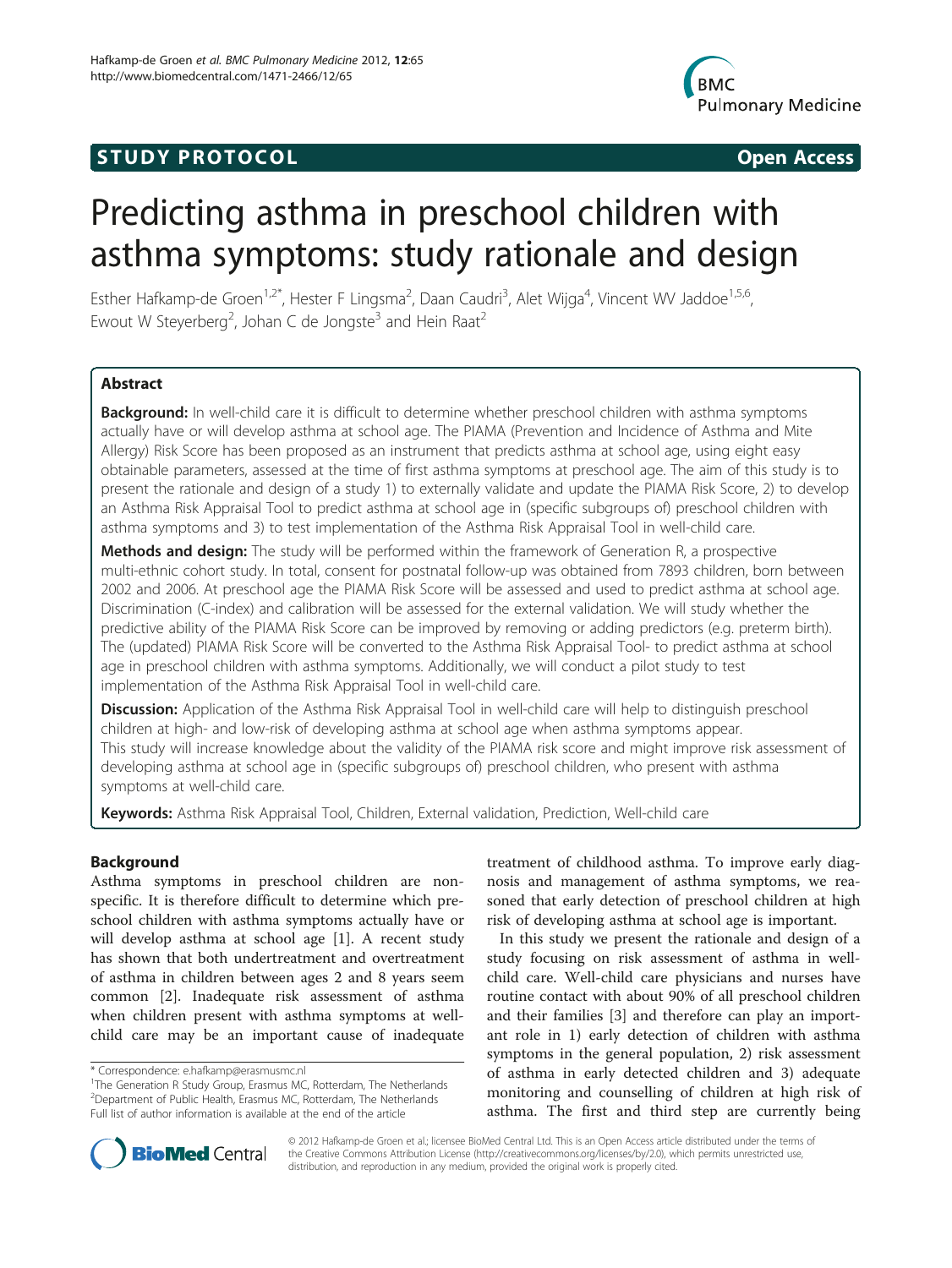STUDY PROTOCOL Open Access

# Predicting asthma in preschool children with asthma symptoms: study rationale and design

Esther Hafkamp-de Groen[1,2*], Hester F Lingsma[2], Daan Caudri[3], Alet Wijga[4], Vincent WV Jaddoe[1,5,6], Ewout W Steyerberg[2], Johan C de Jongste[3] and Hein Raat[2]

## Abstract

**Background:** In well-child care it is difficult to determine whether preschool children with asthma symptoms actually have or will develop asthma at school age. The PIAMA (Prevention and Incidence of Asthma and Mite Allergy) Risk Score has been proposed as an instrument that predicts asthma at school age, using eight easy obtainable parameters, assessed at the time of first asthma symptoms at preschool age. The aim of this study is to present the rationale and design of a study 1) to externally validate and update the PIAMA Risk Score, 2) to develop an Asthma Risk Appraisal Tool to predict asthma at school age in (specific subgroups of) preschool children with asthma symptoms and 3) to test implementation of the Asthma Risk Appraisal Tool in well-child care.

**Methods and design:** The study will be performed within the framework of Generation R, a prospective multi-ethnic cohort study. In total, consent for postnatal follow-up was obtained from 7893 children, born between 2002 and 2006. At preschool age the PIAMA Risk Score will be assessed and used to predict asthma at school age. Discrimination (C-index) and calibration will be assessed for the external validation. We will study whether the predictive ability of the PIAMA Risk Score can be improved by removing or adding predictors (e.g. preterm birth). The (updated) PIAMA Risk Score will be converted to the Asthma Risk Appraisal Tool- to predict asthma at school age in preschool children with asthma symptoms. Additionally, we will conduct a pilot study to test implementation of the Asthma Risk Appraisal Tool in well-child care.

**Discussion:** Application of the Asthma Risk Appraisal Tool in well-child care will help to distinguish preschool children at high- and low-risk of developing asthma at school age when asthma symptoms appear. This study will increase knowledge about the validity of the PIAMA risk score and might improve risk assessment of developing asthma at school age in (specific subgroups of) preschool children, who present with asthma symptoms at well-child care.

**Keywords:** Asthma Risk Appraisal Tool, Children, External validation, Prediction, Well-child care

## Background

Asthma symptoms in preschool children are non-specific. It is therefore difficult to determine which preschool children with asthma symptoms actually have or will develop asthma at school age [1]. A recent study has shown that both undertreatment and overtreatment of asthma in children between ages 2 and 8 years seem common [2]. Inadequate risk assessment of asthma when children present with asthma symptoms at well-child care may be an important cause of inadequate treatment of childhood asthma. To improve early diagnosis and management of asthma symptoms, we reasoned that early detection of preschool children at high risk of developing asthma at school age is important.

In this study we present the rationale and design of a study focusing on risk assessment of asthma in well-child care. Well-child care physicians and nurses have routine contact with about 90% of all preschool children and their families [3] and therefore can play an important role in 1) early detection of children with asthma symptoms in the general population, 2) risk assessment of asthma in early detected children and 3) adequate monitoring and counselling of children at high risk of asthma. The first and third step are currently being

\* Correspondence: e.hafkamp@erasmusmc.nl
[1]The Generation R Study Group, Erasmus MC, Rotterdam, The Netherlands
[2]Department of Public Health, Erasmus MC, Rotterdam, The Netherlands
Full list of author information is available at the end of the article

© 2012 Hafkamp-de Groen et al.; licensee BioMed Central Ltd. This is an Open Access article distributed under the terms of the Creative Commons Attribution License (http://creativecommons.org/licenses/by/2.0), which permits unrestricted use, distribution, and reproduction in any medium, provided the original work is properly cited.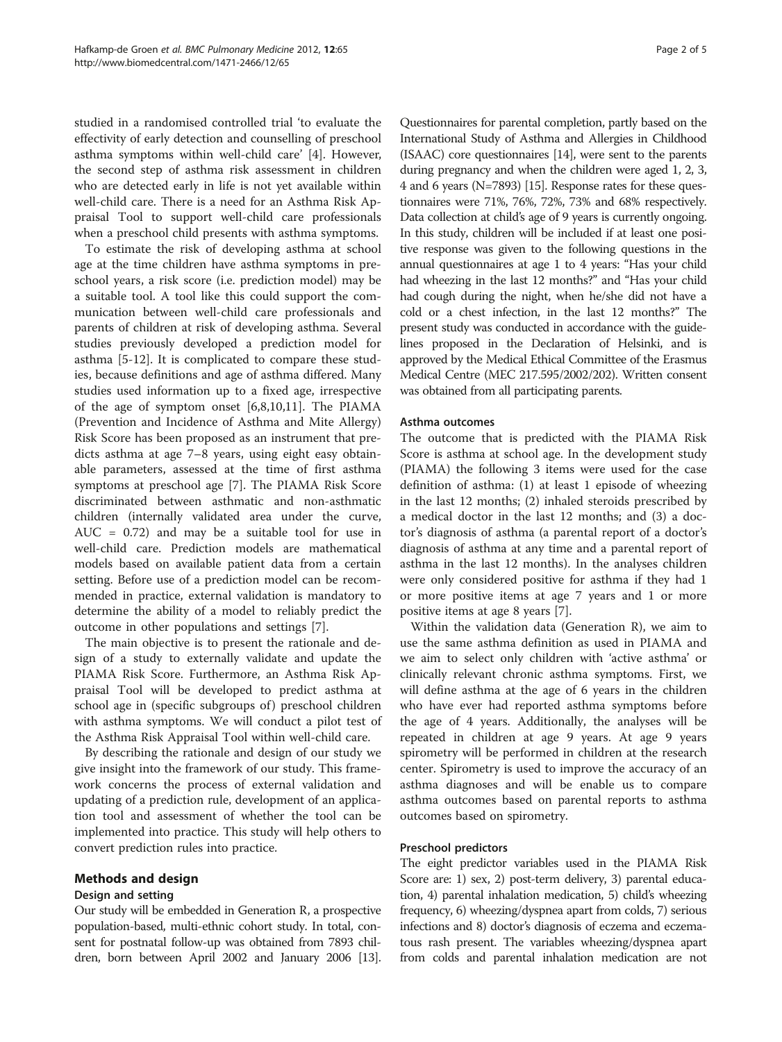studied in a randomised controlled trial 'to evaluate the effectivity of early detection and counselling of preschool asthma symptoms within well-child care' [4]. However, the second step of asthma risk assessment in children who are detected early in life is not yet available within well-child care. There is a need for an Asthma Risk Appraisal Tool to support well-child care professionals when a preschool child presents with asthma symptoms.

To estimate the risk of developing asthma at school age at the time children have asthma symptoms in preschool years, a risk score (i.e. prediction model) may be a suitable tool. A tool like this could support the communication between well-child care professionals and parents of children at risk of developing asthma. Several studies previously developed a prediction model for asthma [5-12]. It is complicated to compare these studies, because definitions and age of asthma differed. Many studies used information up to a fixed age, irrespective of the age of symptom onset [6,8,10,11]. The PIAMA (Prevention and Incidence of Asthma and Mite Allergy) Risk Score has been proposed as an instrument that predicts asthma at age 7–8 years, using eight easy obtainable parameters, assessed at the time of first asthma symptoms at preschool age [7]. The PIAMA Risk Score discriminated between asthmatic and non-asthmatic children (internally validated area under the curve, AUC = 0.72) and may be a suitable tool for use in well-child care. Prediction models are mathematical models based on available patient data from a certain setting. Before use of a prediction model can be recommended in practice, external validation is mandatory to determine the ability of a model to reliably predict the outcome in other populations and settings [7].

The main objective is to present the rationale and design of a study to externally validate and update the PIAMA Risk Score. Furthermore, an Asthma Risk Appraisal Tool will be developed to predict asthma at school age in (specific subgroups of) preschool children with asthma symptoms. We will conduct a pilot test of the Asthma Risk Appraisal Tool within well-child care.

By describing the rationale and design of our study we give insight into the framework of our study. This framework concerns the process of external validation and updating of a prediction rule, development of an application tool and assessment of whether the tool can be implemented into practice. This study will help others to convert prediction rules into practice.

## Methods and design

### Design and setting

Our study will be embedded in Generation R, a prospective population-based, multi-ethnic cohort study. In total, consent for postnatal follow-up was obtained from 7893 children, born between April 2002 and January 2006 [13]. Questionnaires for parental completion, partly based on the International Study of Asthma and Allergies in Childhood (ISAAC) core questionnaires [14], were sent to the parents during pregnancy and when the children were aged 1, 2, 3, 4 and 6 years (N=7893) [15]. Response rates for these questionnaires were 71%, 76%, 72%, 73% and 68% respectively. Data collection at child's age of 9 years is currently ongoing. In this study, children will be included if at least one positive response was given to the following questions in the annual questionnaires at age 1 to 4 years: "Has your child had wheezing in the last 12 months?" and "Has your child had cough during the night, when he/she did not have a cold or a chest infection, in the last 12 months?" The present study was conducted in accordance with the guidelines proposed in the Declaration of Helsinki, and is approved by the Medical Ethical Committee of the Erasmus Medical Centre (MEC 217.595/2002/202). Written consent was obtained from all participating parents.

### Asthma outcomes

The outcome that is predicted with the PIAMA Risk Score is asthma at school age. In the development study (PIAMA) the following 3 items were used for the case definition of asthma: (1) at least 1 episode of wheezing in the last 12 months; (2) inhaled steroids prescribed by a medical doctor in the last 12 months; and (3) a doctor's diagnosis of asthma (a parental report of a doctor's diagnosis of asthma at any time and a parental report of asthma in the last 12 months). In the analyses children were only considered positive for asthma if they had 1 or more positive items at age 7 years and 1 or more positive items at age 8 years [7].

Within the validation data (Generation R), we aim to use the same asthma definition as used in PIAMA and we aim to select only children with 'active asthma' or clinically relevant chronic asthma symptoms. First, we will define asthma at the age of 6 years in the children who have ever had reported asthma symptoms before the age of 4 years. Additionally, the analyses will be repeated in children at age 9 years. At age 9 years spirometry will be performed in children at the research center. Spirometry is used to improve the accuracy of an asthma diagnoses and will be enable us to compare asthma outcomes based on parental reports to asthma outcomes based on spirometry.

### Preschool predictors

The eight predictor variables used in the PIAMA Risk Score are: 1) sex, 2) post-term delivery, 3) parental education, 4) parental inhalation medication, 5) child's wheezing frequency, 6) wheezing/dyspnea apart from colds, 7) serious infections and 8) doctor's diagnosis of eczema and eczematous rash present. The variables wheezing/dyspnea apart from colds and parental inhalation medication are not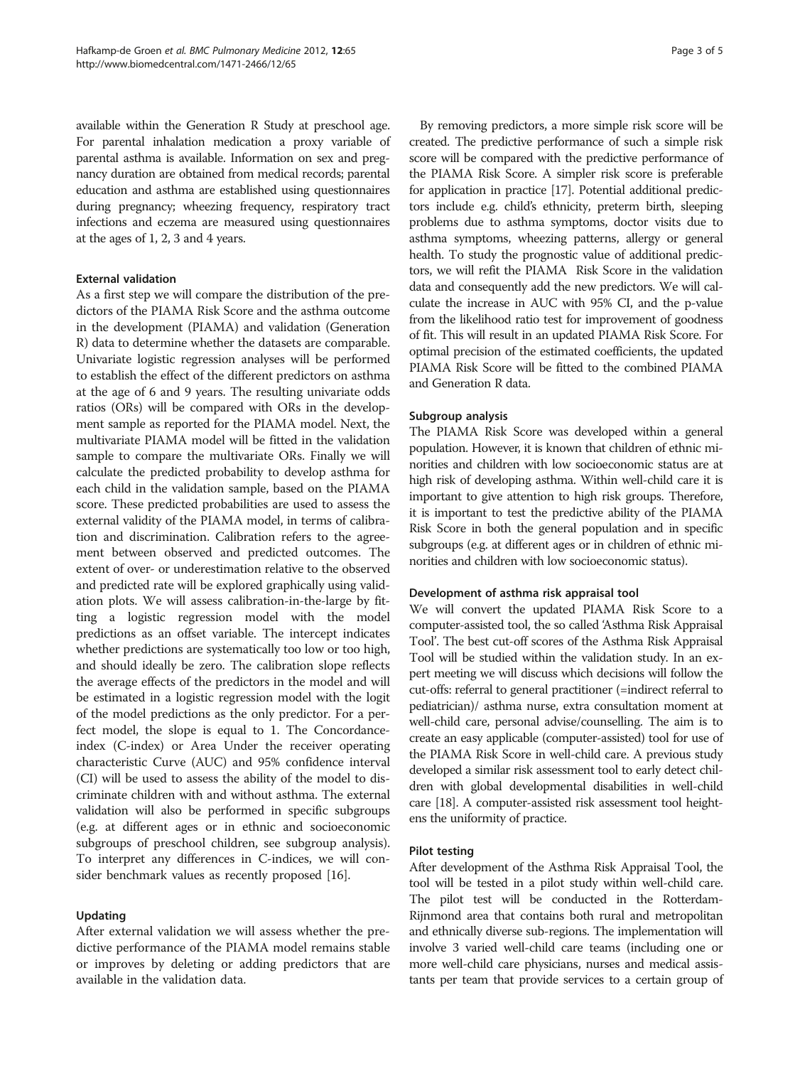available within the Generation R Study at preschool age. For parental inhalation medication a proxy variable of parental asthma is available. Information on sex and pregnancy duration are obtained from medical records; parental education and asthma are established using questionnaires during pregnancy; wheezing frequency, respiratory tract infections and eczema are measured using questionnaires at the ages of 1, 2, 3 and 4 years.

#### External validation

As a first step we will compare the distribution of the predictors of the PIAMA Risk Score and the asthma outcome in the development (PIAMA) and validation (Generation R) data to determine whether the datasets are comparable. Univariate logistic regression analyses will be performed to establish the effect of the different predictors on asthma at the age of 6 and 9 years. The resulting univariate odds ratios (ORs) will be compared with ORs in the development sample as reported for the PIAMA model. Next, the multivariate PIAMA model will be fitted in the validation sample to compare the multivariate ORs. Finally we will calculate the predicted probability to develop asthma for each child in the validation sample, based on the PIAMA score. These predicted probabilities are used to assess the external validity of the PIAMA model, in terms of calibration and discrimination. Calibration refers to the agreement between observed and predicted outcomes. The extent of over- or underestimation relative to the observed and predicted rate will be explored graphically using validation plots. We will assess calibration-in-the-large by fitting a logistic regression model with the model predictions as an offset variable. The intercept indicates whether predictions are systematically too low or too high, and should ideally be zero. The calibration slope reflects the average effects of the predictors in the model and will be estimated in a logistic regression model with the logit of the model predictions as the only predictor. For a perfect model, the slope is equal to 1. The Concordance-index (C-index) or Area Under the receiver operating characteristic Curve (AUC) and 95% confidence interval (CI) will be used to assess the ability of the model to discriminate children with and without asthma. The external validation will also be performed in specific subgroups (e.g. at different ages or in ethnic and socioeconomic subgroups of preschool children, see subgroup analysis). To interpret any differences in C-indices, we will consider benchmark values as recently proposed [16].

#### Updating

After external validation we will assess whether the predictive performance of the PIAMA model remains stable or improves by deleting or adding predictors that are available in the validation data.

By removing predictors, a more simple risk score will be created. The predictive performance of such a simple risk score will be compared with the predictive performance of the PIAMA Risk Score. A simpler risk score is preferable for application in practice [17]. Potential additional predictors include e.g. child's ethnicity, preterm birth, sleeping problems due to asthma symptoms, doctor visits due to asthma symptoms, wheezing patterns, allergy or general health. To study the prognostic value of additional predictors, we will refit the PIAMA Risk Score in the validation data and consequently add the new predictors. We will calculate the increase in AUC with 95% CI, and the p-value from the likelihood ratio test for improvement of goodness of fit. This will result in an updated PIAMA Risk Score. For optimal precision of the estimated coefficients, the updated PIAMA Risk Score will be fitted to the combined PIAMA and Generation R data.

#### Subgroup analysis

The PIAMA Risk Score was developed within a general population. However, it is known that children of ethnic minorities and children with low socioeconomic status are at high risk of developing asthma. Within well-child care it is important to give attention to high risk groups. Therefore, it is important to test the predictive ability of the PIAMA Risk Score in both the general population and in specific subgroups (e.g. at different ages or in children of ethnic minorities and children with low socioeconomic status).

#### Development of asthma risk appraisal tool

We will convert the updated PIAMA Risk Score to a computer-assisted tool, the so called 'Asthma Risk Appraisal Tool'. The best cut-off scores of the Asthma Risk Appraisal Tool will be studied within the validation study. In an expert meeting we will discuss which decisions will follow the cut-offs: referral to general practitioner (=indirect referral to pediatrician)/ asthma nurse, extra consultation moment at well-child care, personal advise/counselling. The aim is to create an easy applicable (computer-assisted) tool for use of the PIAMA Risk Score in well-child care. A previous study developed a similar risk assessment tool to early detect children with global developmental disabilities in well-child care [18]. A computer-assisted risk assessment tool heightens the uniformity of practice.

#### Pilot testing

After development of the Asthma Risk Appraisal Tool, the tool will be tested in a pilot study within well-child care. The pilot test will be conducted in the Rotterdam-Rijnmond area that contains both rural and metropolitan and ethnically diverse sub-regions. The implementation will involve 3 varied well-child care teams (including one or more well-child care physicians, nurses and medical assistants per team that provide services to a certain group of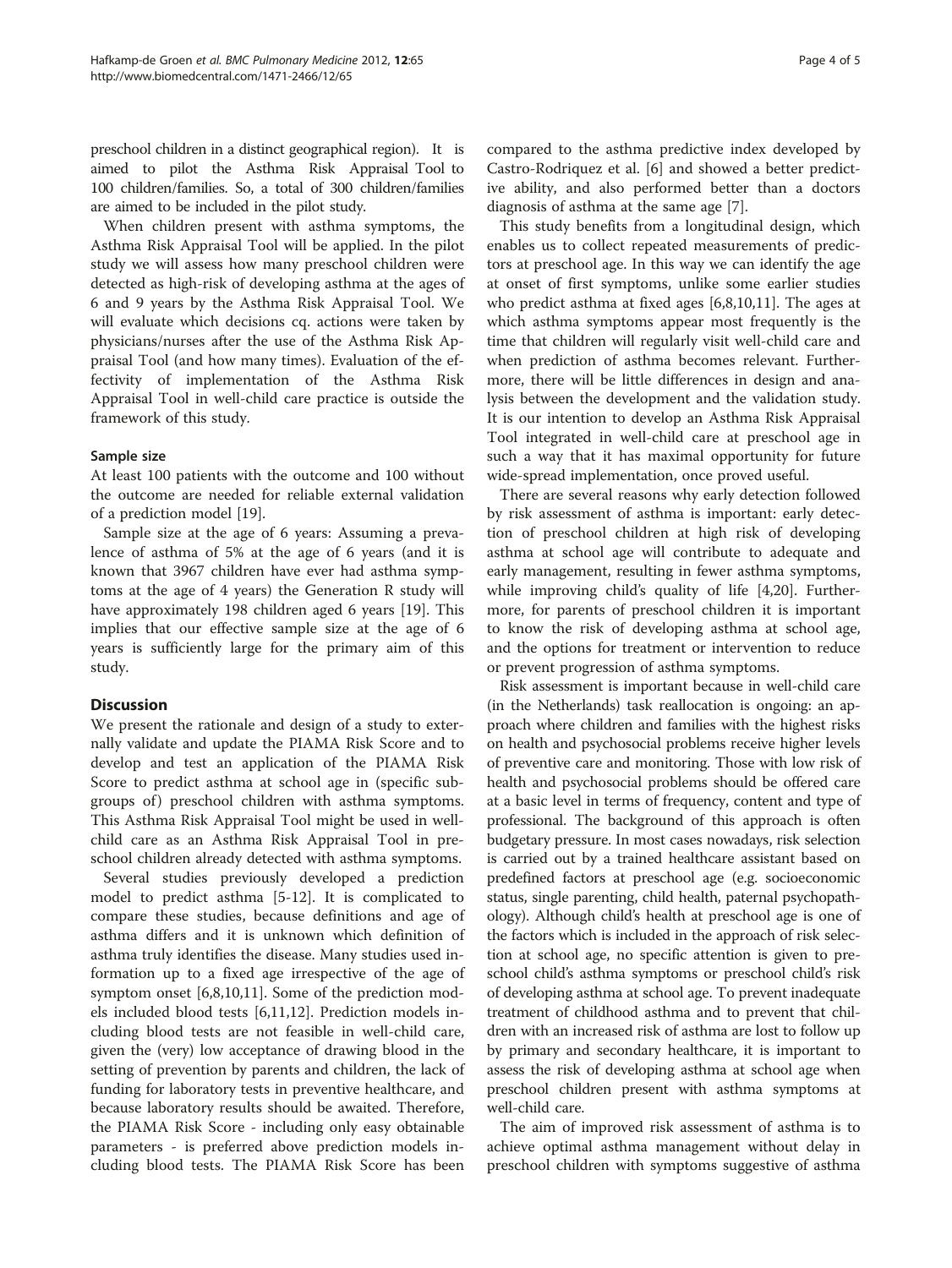preschool children in a distinct geographical region). It is aimed to pilot the Asthma Risk Appraisal Tool to 100 children/families. So, a total of 300 children/families are aimed to be included in the pilot study.

When children present with asthma symptoms, the Asthma Risk Appraisal Tool will be applied. In the pilot study we will assess how many preschool children were detected as high-risk of developing asthma at the ages of 6 and 9 years by the Asthma Risk Appraisal Tool. We will evaluate which decisions cq. actions were taken by physicians/nurses after the use of the Asthma Risk Appraisal Tool (and how many times). Evaluation of the effectivity of implementation of the Asthma Risk Appraisal Tool in well-child care practice is outside the framework of this study.

### Sample size

At least 100 patients with the outcome and 100 without the outcome are needed for reliable external validation of a prediction model [19].

Sample size at the age of 6 years: Assuming a prevalence of asthma of 5% at the age of 6 years (and it is known that 3967 children have ever had asthma symptoms at the age of 4 years) the Generation R study will have approximately 198 children aged 6 years [19]. This implies that our effective sample size at the age of 6 years is sufficiently large for the primary aim of this study.

## Discussion

We present the rationale and design of a study to externally validate and update the PIAMA Risk Score and to develop and test an application of the PIAMA Risk Score to predict asthma at school age in (specific subgroups of) preschool children with asthma symptoms. This Asthma Risk Appraisal Tool might be used in well-child care as an Asthma Risk Appraisal Tool in preschool children already detected with asthma symptoms.

Several studies previously developed a prediction model to predict asthma [5-12]. It is complicated to compare these studies, because definitions and age of asthma differs and it is unknown which definition of asthma truly identifies the disease. Many studies used information up to a fixed age irrespective of the age of symptom onset [6,8,10,11]. Some of the prediction models included blood tests [6,11,12]. Prediction models including blood tests are not feasible in well-child care, given the (very) low acceptance of drawing blood in the setting of prevention by parents and children, the lack of funding for laboratory tests in preventive healthcare, and because laboratory results should be awaited. Therefore, the PIAMA Risk Score - including only easy obtainable parameters - is preferred above prediction models including blood tests. The PIAMA Risk Score has been compared to the asthma predictive index developed by Castro-Rodriquez et al. [6] and showed a better predictive ability, and also performed better than a doctors diagnosis of asthma at the same age [7].

This study benefits from a longitudinal design, which enables us to collect repeated measurements of predictors at preschool age. In this way we can identify the age at onset of first symptoms, unlike some earlier studies who predict asthma at fixed ages [6,8,10,11]. The ages at which asthma symptoms appear most frequently is the time that children will regularly visit well-child care and when prediction of asthma becomes relevant. Furthermore, there will be little differences in design and analysis between the development and the validation study. It is our intention to develop an Asthma Risk Appraisal Tool integrated in well-child care at preschool age in such a way that it has maximal opportunity for future wide-spread implementation, once proved useful.

There are several reasons why early detection followed by risk assessment of asthma is important: early detection of preschool children at high risk of developing asthma at school age will contribute to adequate and early management, resulting in fewer asthma symptoms, while improving child's quality of life [4,20]. Furthermore, for parents of preschool children it is important to know the risk of developing asthma at school age, and the options for treatment or intervention to reduce or prevent progression of asthma symptoms.

Risk assessment is important because in well-child care (in the Netherlands) task reallocation is ongoing: an approach where children and families with the highest risks on health and psychosocial problems receive higher levels of preventive care and monitoring. Those with low risk of health and psychosocial problems should be offered care at a basic level in terms of frequency, content and type of professional. The background of this approach is often budgetary pressure. In most cases nowadays, risk selection is carried out by a trained healthcare assistant based on predefined factors at preschool age (e.g. socioeconomic status, single parenting, child health, paternal psychopathology). Although child's health at preschool age is one of the factors which is included in the approach of risk selection at school age, no specific attention is given to preschool child's asthma symptoms or preschool child's risk of developing asthma at school age. To prevent inadequate treatment of childhood asthma and to prevent that children with an increased risk of asthma are lost to follow up by primary and secondary healthcare, it is important to assess the risk of developing asthma at school age when preschool children present with asthma symptoms at well-child care.

The aim of improved risk assessment of asthma is to achieve optimal asthma management without delay in preschool children with symptoms suggestive of asthma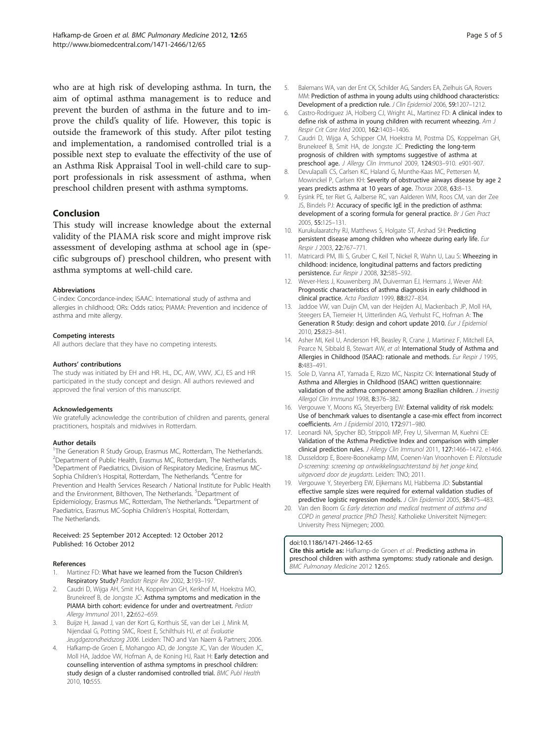who are at high risk of developing asthma. In turn, the aim of optimal asthma management is to reduce and prevent the burden of asthma in the future and to improve the child's quality of life. However, this topic is outside the framework of this study. After pilot testing and implementation, a randomised controlled trial is a possible next step to evaluate the effectivity of the use of an Asthma Risk Appraisal Tool in well-child care to support professionals in risk assessment of asthma, when preschool children present with asthma symptoms.

## Conclusion

This study will increase knowledge about the external validity of the PIAMA risk score and might improve risk assessment of developing asthma at school age in (specific subgroups of) preschool children, who present with asthma symptoms at well-child care.

#### Abbreviations

C-index: Concordance-index; ISAAC: International study of asthma and allergies in childhood; ORs: Odds ratios; PIAMA: Prevention and incidence of asthma and mite allergy.

#### Competing interests

All authors declare that they have no competing interests.

#### Authors' contributions

The study was initiated by EH and HR. HL, DC, AW, VWV, JCJ, ES and HR participated in the study concept and design. All authors reviewed and approved the final version of this manuscript.

#### Acknowledgements

We gratefully acknowledge the contribution of children and parents, general practitioners, hospitals and midwives in Rotterdam.

#### Author details

[1]The Generation R Study Group, Erasmus MC, Rotterdam, The Netherlands. [2]Department of Public Health, Erasmus MC, Rotterdam, The Netherlands. [3]Department of Paediatrics, Division of Respiratory Medicine, Erasmus MC-Sophia Children's Hospital, Rotterdam, The Netherlands. [4]Centre for Prevention and Health Services Research / National Institute for Public Health and the Environment, Bilthoven, The Netherlands. [5]Department of Epidemiology, Erasmus MC, Rotterdam, The Netherlands. [6]Department of Paediatrics, Erasmus MC-Sophia Children's Hospital, Rotterdam, The Netherlands.

Received: 25 September 2012 Accepted: 12 October 2012
Published: 16 October 2012

#### References

1. Martinez FD: **What have we learned from the Tucson Children's Respiratory Study?** *Paediatr Respir Rev* 2002, **3:**193–197.
2. Caudri D, Wijga AH, Smit HA, Koppelman GH, Kerkhof M, Hoekstra MO, Brunekreef B, de Jongste JC: **Asthma symptoms and medication in the PIAMA birth cohort: evidence for under and overtreatment.** *Pediatr Allergy Immunol* 2011, **22:**652–659.
3. Buijze H, Jawad J, van der Kort G, Korthuis SE, van der Lei J, Mink M, Nijendaal G, Potting SMC, Roest E, Schilthuis HJ, *et al*: *Evaluatie Jeugdgezondheidszorg 2006*. Leiden: TNO and Van Naem & Partners; 2006.
4. Hafkamp-de Groen E, Mohangoo AD, de Jongste JC, Van der Wouden JC, Moll HA, Jaddoe VW, Hofman A, de Koning HJ, Raat H: **Early detection and counselling intervention of asthma symptoms in preschool children: study design of a cluster randomised controlled trial.** *BMC Publ Health* 2010, **10:**555.
5. Balemans WA, van der Ent CK, Schilder AG, Sanders EA, Zielhuis GA, Rovers MM: **Prediction of asthma in young adults using childhood characteristics: Development of a prediction rule.** *J Clin Epidemiol* 2006, **59:**1207–1212.
6. Castro-Rodriguez JA, Holberg CJ, Wright AL, Martinez FD: **A clinical index to define risk of asthma in young children with recurrent wheezing.** *Am J Respir Crit Care Med* 2000, **162:**1403–1406.
7. Caudri D, Wijga A, Schipper CM, Hoekstra M, Postma DS, Koppelman GH, Brunekreef B, Smit HA, de Jongste JC: **Predicting the long-term prognosis of children with symptoms suggestive of asthma at preschool age.** *J Allergy Clin Immunol* 2009, **124:**903–910. e901-907.
8. Devulapalli CS, Carlsen KC, Haland G, Munthe-Kaas MC, Pettersen M, Mowinckel P, Carlsen KH: **Severity of obstructive airways disease by age 2 years predicts asthma at 10 years of age.** *Thorax* 2008, **63:**8–13.
9. Eysink PE, ter Riet G, Aalberse RC, van Aalderen WM, Roos CM, van der Zee JS, Bindels PJ: **Accuracy of specific IgE in the prediction of asthma: development of a scoring formula for general practice.** *Br J Gen Pract* 2005, **55:**125–131.
10. Kurukulaaratchy RJ, Matthews S, Holgate ST, Arshad SH: **Predicting persistent disease among children who wheeze during early life.** *Eur Respir J* 2003, **22:**767–771.
11. Matricardi PM, Illi S, Gruber C, Keil T, Nickel R, Wahn U, Lau S: **Wheezing in childhood: incidence, longitudinal patterns and factors predicting persistence.** *Eur Respir J* 2008, **32:**585–592.
12. Wever-Hess J, Kouwenberg JM, Duiverman EJ, Hermans J, Wever AM: **Prognostic characteristics of asthma diagnosis in early childhood in clinical practice.** *Acta Paediatr* 1999, **88:**827–834.
13. Jaddoe VW, van Duijn CM, van der Heijden AJ, Mackenbach JP, Moll HA, Steegers EA, Tiemeier H, Uitterlinden AG, Verhulst FC, Hofman A: **The Generation R Study: design and cohort update 2010.** *Eur J Epidemiol* 2010, **25:**823–841.
14. Asher MI, Keil U, Anderson HR, Beasley R, Crane J, Martinez F, Mitchell EA, Pearce N, Sibbald B, Stewart AW, *et al*: **International Study of Asthma and Allergies in Childhood (ISAAC): rationale and methods.** *Eur Respir J* 1995, **8:**483–491.
15. Sole D, Vanna AT, Yamada E, Rizzo MC, Naspitz CK: **International Study of Asthma and Allergies in Childhood (ISAAC) written questionnaire: validation of the asthma component among Brazilian children.** *J Investig Allergol Clin Immunol* 1998, **8:**376–382.
16. Vergouwe Y, Moons KG, Steyerberg EW: **External validity of risk models: Use of benchmark values to disentangle a case-mix effect from incorrect coefficients.** *Am J Epidemiol* 2010, **172:**971–980.
17. Leonardi NA, Spycher BD, Strippoli MP, Frey U, Silverman M, Kuehni CE: **Validation of the Asthma Predictive Index and comparison with simpler clinical prediction rules.** *J Allergy Clin Immunol* 2011, **127:**1466–1472. e1466.
18. Dusseldorp E, Boere-Boonekamp MM, Coenen-Van Vroonhoven E: *Pilotstudie D-screening: screening op ontwikkelingsachterstand bij het jonge kind, uitgevoerd door de jeugdarts*. Leiden: TNO; 2011.
19. Vergouwe Y, Steyerberg EW, Eijkemans MJ, Habbema JD: **Substantial effective sample sizes were required for external validation studies of predictive logistic regression models.** *J Clin Epidemiol* 2005, **58:**475–483.
20. Van den Boom G: *Early detection and medical treatment of asthma and COPD in general practice [PhD Thesis]*. Katholieke Universiteit Nijmegen: University Press Nijmegen; 2000.

doi:10.1186/1471-2466-12-65

**Cite this article as:** Hafkamp-de Groen *et al.*: Predicting asthma in preschool children with asthma symptoms: study rationale and design. *BMC Pulmonary Medicine* 2012 12:65.